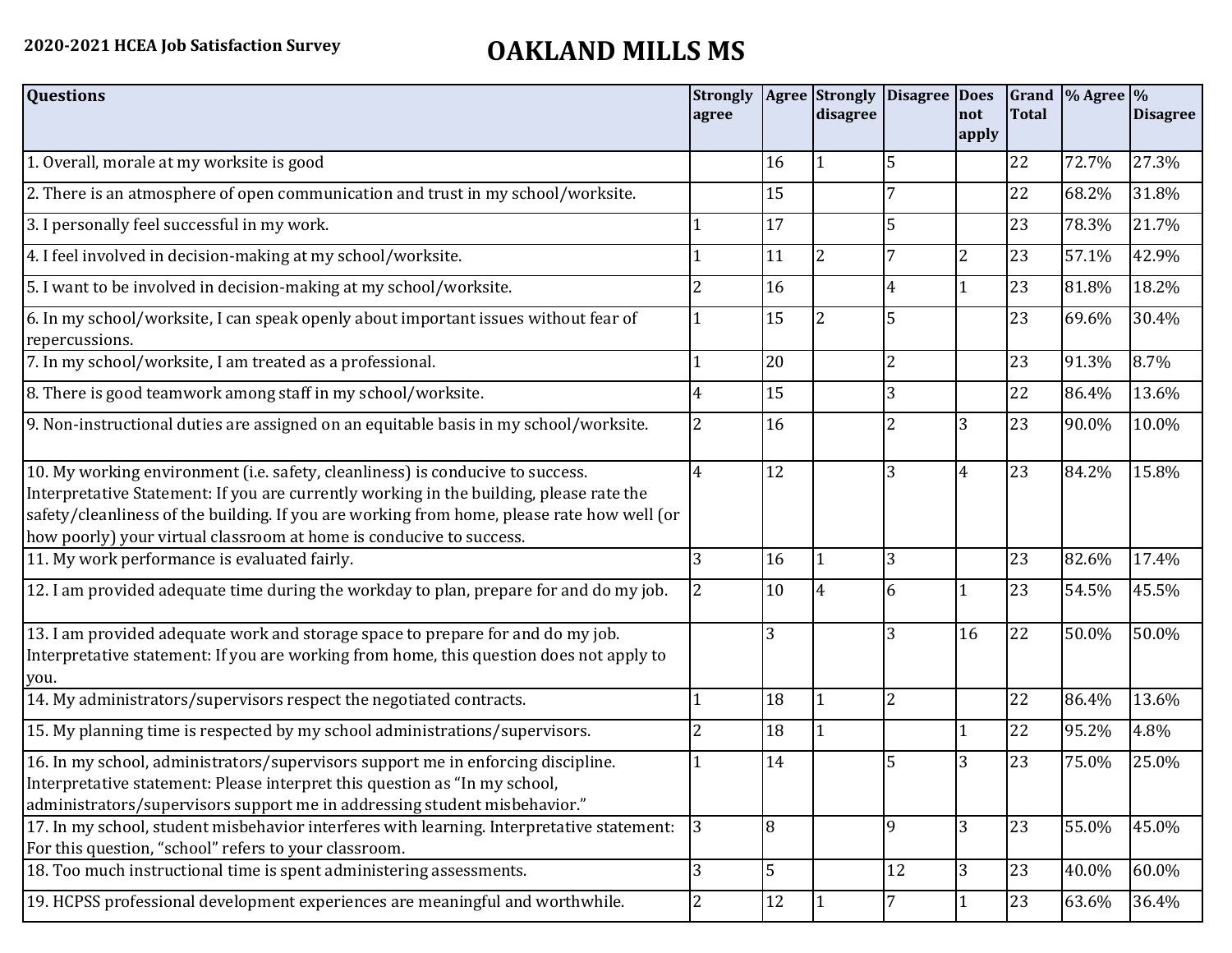**2020-2021 HCEA Job Satisfaction Survey**

# OAKLAND MILLS MS

| Questions | Strongly agree | Agree | Strongly disagree | Disagree | Does not apply | Grand Total | % Agree | % Disagree |
|---|---|---|---|---|---|---|---|---|
| 1. Overall, morale at my worksite is good | | 16 | 1 | 5 | | 22 | 72.7% | 27.3% |
| 2. There is an atmosphere of open communication and trust in my school/worksite. | | 15 | | 7 | | 22 | 68.2% | 31.8% |
| 3. I personally feel successful in my work. | 1 | 17 | | 5 | | 23 | 78.3% | 21.7% |
| 4. I feel involved in decision-making at my school/worksite. | 1 | 11 | 2 | 7 | 2 | 23 | 57.1% | 42.9% |
| 5. I want to be involved in decision-making at my school/worksite. | 2 | 16 | | 4 | 1 | 23 | 81.8% | 18.2% |
| 6. In my school/worksite, I can speak openly about important issues without fear of repercussions. | 1 | 15 | 2 | 5 | | 23 | 69.6% | 30.4% |
| 7. In my school/worksite, I am treated as a professional. | 1 | 20 | | 2 | | 23 | 91.3% | 8.7% |
| 8. There is good teamwork among staff in my school/worksite. | 4 | 15 | | 3 | | 22 | 86.4% | 13.6% |
| 9. Non-instructional duties are assigned on an equitable basis in my school/worksite. | 2 | 16 | | 2 | 3 | 23 | 90.0% | 10.0% |
| 10. My working environment (i.e. safety, cleanliness) is conducive to success. Interpretative Statement: If you are currently working in the building, please rate the safety/cleanliness of the building. If you are working from home, please rate how well (or how poorly) your virtual classroom at home is conducive to success. | 4 | 12 | | 3 | 4 | 23 | 84.2% | 15.8% |
| 11. My work performance is evaluated fairly. | 3 | 16 | 1 | 3 | | 23 | 82.6% | 17.4% |
| 12. I am provided adequate time during the workday to plan, prepare for and do my job. | 2 | 10 | 4 | 6 | 1 | 23 | 54.5% | 45.5% |
| 13. I am provided adequate work and storage space to prepare for and do my job. Interpretative statement: If you are working from home, this question does not apply to you. | | 3 | | 3 | 16 | 22 | 50.0% | 50.0% |
| 14. My administrators/supervisors respect the negotiated contracts. | 1 | 18 | 1 | 2 | | 22 | 86.4% | 13.6% |
| 15. My planning time is respected by my school administrations/supervisors. | 2 | 18 | 1 | | 1 | 22 | 95.2% | 4.8% |
| 16. In my school, administrators/supervisors support me in enforcing discipline. Interpretative statement: Please interpret this question as "In my school, administrators/supervisors support me in addressing student misbehavior." | 1 | 14 | | 5 | 3 | 23 | 75.0% | 25.0% |
| 17. In my school, student misbehavior interferes with learning. Interpretative statement: For this question, "school" refers to your classroom. | 3 | 8 | | 9 | 3 | 23 | 55.0% | 45.0% |
| 18. Too much instructional time is spent administering assessments. | 3 | 5 | | 12 | 3 | 23 | 40.0% | 60.0% |
| 19. HCPSS professional development experiences are meaningful and worthwhile. | 2 | 12 | 1 | 7 | 1 | 23 | 63.6% | 36.4% |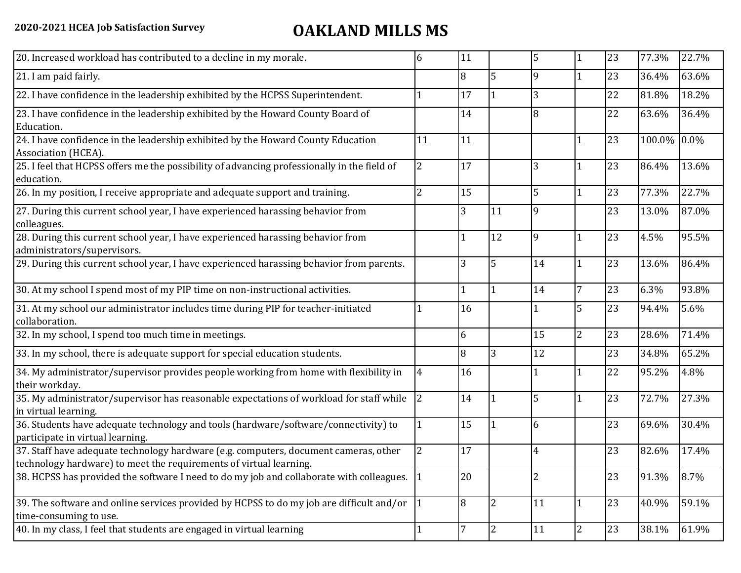**2020-2021 HCEA Job Satisfaction Survey**

# OAKLAND MILLS MS

| | | | | | | | | |
|---|---|---|---|---|---|---|---|---|
| 20. Increased workload has contributed to a decline in my morale. | 6 | 11 | | 5 | 1 | 23 | 77.3% | 22.7% |
| 21. I am paid fairly. | | 8 | 5 | 9 | 1 | 23 | 36.4% | 63.6% |
| 22. I have confidence in the leadership exhibited by the HCPSS Superintendent. | 1 | 17 | 1 | 3 | | 22 | 81.8% | 18.2% |
| 23. I have confidence in the leadership exhibited by the Howard County Board of Education. | | 14 | | 8 | | 22 | 63.6% | 36.4% |
| 24. I have confidence in the leadership exhibited by the Howard County Education Association (HCEA). | 11 | 11 | | | 1 | 23 | 100.0% | 0.0% |
| 25. I feel that HCPSS offers me the possibility of advancing professionally in the field of education. | 2 | 17 | | 3 | 1 | 23 | 86.4% | 13.6% |
| 26. In my position, I receive appropriate and adequate support and training. | 2 | 15 | | 5 | 1 | 23 | 77.3% | 22.7% |
| 27. During this current school year, I have experienced harassing behavior from colleagues. | | 3 | 11 | 9 | | 23 | 13.0% | 87.0% |
| 28. During this current school year, I have experienced harassing behavior from administrators/supervisors. | | 1 | 12 | 9 | 1 | 23 | 4.5% | 95.5% |
| 29. During this current school year, I have experienced harassing behavior from parents. | | 3 | 5 | 14 | 1 | 23 | 13.6% | 86.4% |
| 30. At my school I spend most of my PIP time on non-instructional activities. | | 1 | 1 | 14 | 7 | 23 | 6.3% | 93.8% |
| 31. At my school our administrator includes time during PIP for teacher-initiated collaboration. | 1 | 16 | | 1 | 5 | 23 | 94.4% | 5.6% |
| 32. In my school, I spend too much time in meetings. | | 6 | | 15 | 2 | 23 | 28.6% | 71.4% |
| 33. In my school, there is adequate support for special education students. | | 8 | 3 | 12 | | 23 | 34.8% | 65.2% |
| 34. My administrator/supervisor provides people working from home with flexibility in their workday. | 4 | 16 | | 1 | 1 | 22 | 95.2% | 4.8% |
| 35. My administrator/supervisor has reasonable expectations of workload for staff while in virtual learning. | 2 | 14 | 1 | 5 | 1 | 23 | 72.7% | 27.3% |
| 36. Students have adequate technology and tools (hardware/software/connectivity) to participate in virtual learning. | 1 | 15 | 1 | 6 | | 23 | 69.6% | 30.4% |
| 37. Staff have adequate technology hardware (e.g. computers, document cameras, other technology hardware) to meet the requirements of virtual learning. | 2 | 17 | | 4 | | 23 | 82.6% | 17.4% |
| 38. HCPSS has provided the software I need to do my job and collaborate with colleagues. | 1 | 20 | | 2 | | 23 | 91.3% | 8.7% |
| 39. The software and online services provided by HCPSS to do my job are difficult and/or time-consuming to use. | 1 | 8 | 2 | 11 | 1 | 23 | 40.9% | 59.1% |
| 40. In my class, I feel that students are engaged in virtual learning | 1 | 7 | 2 | 11 | 2 | 23 | 38.1% | 61.9% |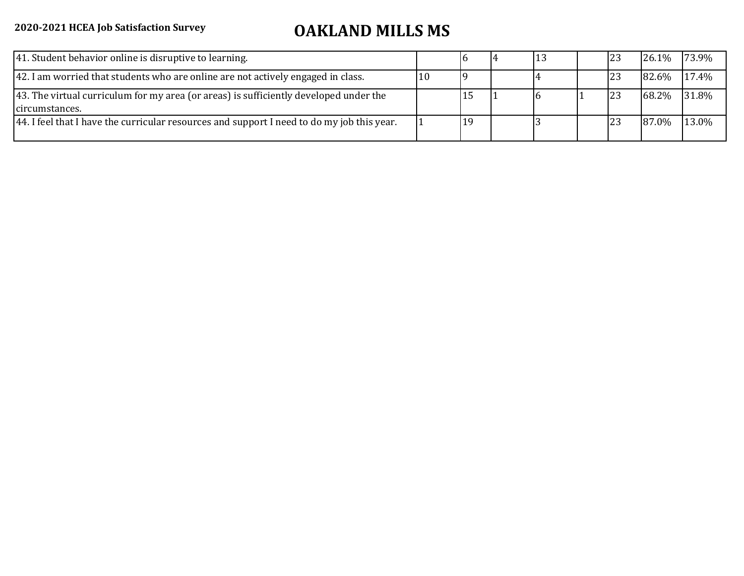| | | | | | | | | |
|---|---|---|---|---|---|---|---|---|
| 41. Student behavior online is disruptive to learning. | | 6 | 4 | 13 | | 23 | 26.1% | 73.9% |
| 42. I am worried that students who are online are not actively engaged in class. | 10 | 9 | | 4 | | 23 | 82.6% | 17.4% |
| 43. The virtual curriculum for my area (or areas) is sufficiently developed under the circumstances. | | 15 | 1 | 6 | 1 | 23 | 68.2% | 31.8% |
| 44. I feel that I have the curricular resources and support I need to do my job this year. | 1 | 19 | | 3 | | 23 | 87.0% | 13.0% |